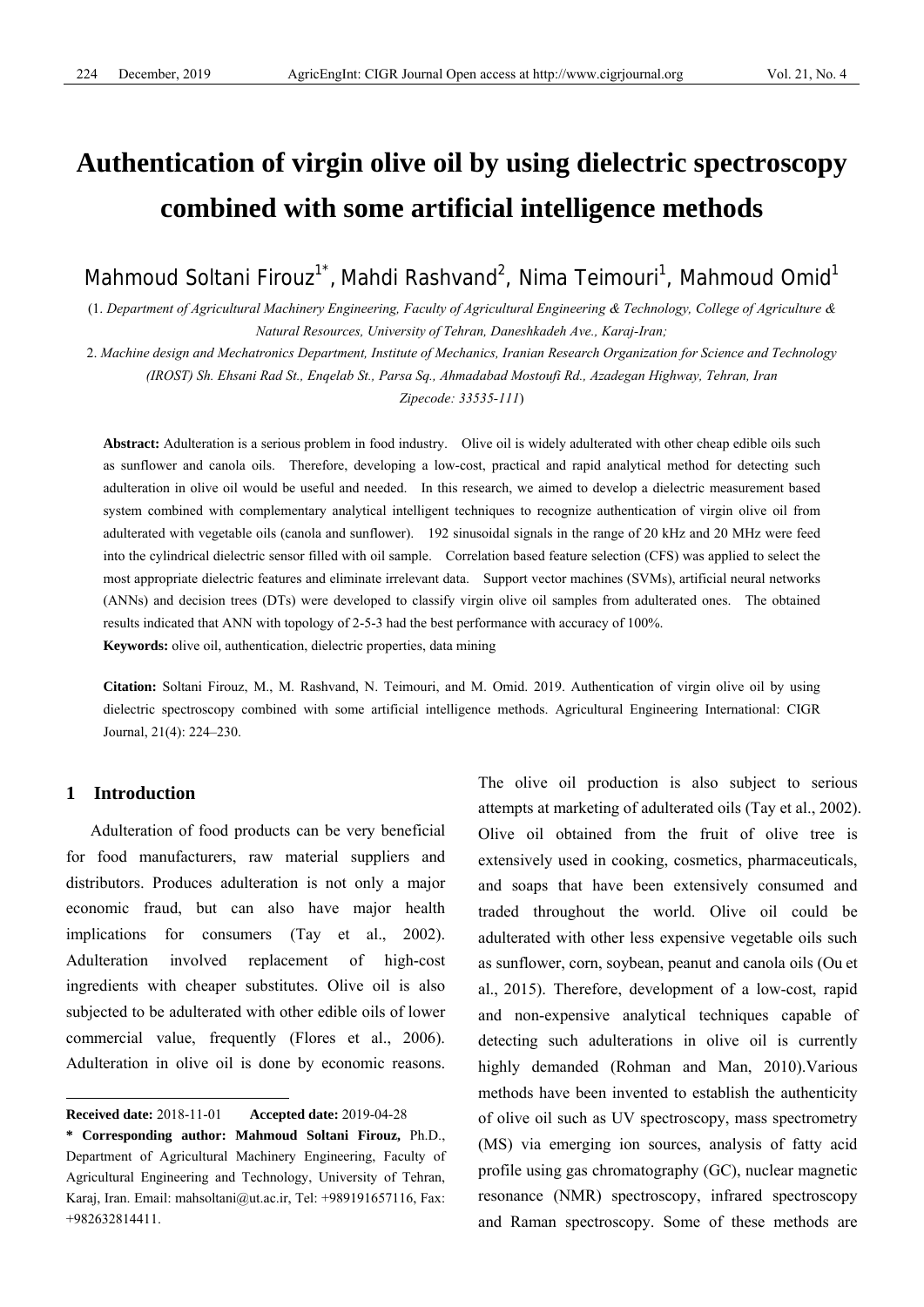# Authentication of virgin olive oil by using dielectric spectroscopy combined with some artificial intelligence methods

Mahmoud Soltani Firouz[1*], Mahdi Rashvand[2], Nima Teimouri[1], Mahmoud Omid[1]

(1. *Department of Agricultural Machinery Engineering, Faculty of Agricultural Engineering & Technology, College of Agriculture & Natural Resources, University of Tehran, Daneshkadeh Ave., Karaj-Iran;*

2. *Machine design and Mechatronics Department, Institute of Mechanics, Iranian Research Organization for Science and Technology (IROST) Sh. Ehsani Rad St., Enqelab St., Parsa Sq., Ahmadabad Mostoufi Rd., Azadegan Highway, Tehran, Iran Zipecode: 33535-111*)

**Abstract:** Adulteration is a serious problem in food industry. Olive oil is widely adulterated with other cheap edible oils such as sunflower and canola oils. Therefore, developing a low-cost, practical and rapid analytical method for detecting such adulteration in olive oil would be useful and needed. In this research, we aimed to develop a dielectric measurement based system combined with complementary analytical intelligent techniques to recognize authentication of virgin olive oil from adulterated with vegetable oils (canola and sunflower). 192 sinusoidal signals in the range of 20 kHz and 20 MHz were feed into the cylindrical dielectric sensor filled with oil sample. Correlation based feature selection (CFS) was applied to select the most appropriate dielectric features and eliminate irrelevant data. Support vector machines (SVMs), artificial neural networks (ANNs) and decision trees (DTs) were developed to classify virgin olive oil samples from adulterated ones. The obtained results indicated that ANN with topology of 2-5-3 had the best performance with accuracy of 100%.

**Keywords:** olive oil, authentication, dielectric properties, data mining

**Citation:** Soltani Firouz, M., M. Rashvand, N. Teimouri, and M. Omid. 2019. Authentication of virgin olive oil by using dielectric spectroscopy combined with some artificial intelligence methods. Agricultural Engineering International: CIGR Journal, 21(4): 224–230.

## 1 Introduction

Adulteration of food products can be very beneficial for food manufacturers, raw material suppliers and distributors. Produces adulteration is not only a major economic fraud, but can also have major health implications for consumers (Tay et al., 2002). Adulteration involved replacement of high-cost ingredients with cheaper substitutes. Olive oil is also subjected to be adulterated with other edible oils of lower commercial value, frequently (Flores et al., 2006). Adulteration in olive oil is done by economic reasons. The olive oil production is also subject to serious attempts at marketing of adulterated oils (Tay et al., 2002). Olive oil obtained from the fruit of olive tree is extensively used in cooking, cosmetics, pharmaceuticals, and soaps that have been extensively consumed and traded throughout the world. Olive oil could be adulterated with other less expensive vegetable oils such as sunflower, corn, soybean, peanut and canola oils (Ou et al., 2015). Therefore, development of a low-cost, rapid and non-expensive analytical techniques capable of detecting such adulterations in olive oil is currently highly demanded (Rohman and Man, 2010).Various methods have been invented to establish the authenticity of olive oil such as UV spectroscopy, mass spectrometry (MS) via emerging ion sources, analysis of fatty acid profile using gas chromatography (GC), nuclear magnetic resonance (NMR) spectroscopy, infrared spectroscopy and Raman spectroscopy. Some of these methods are

---

**Received date:** 2018-11-01 **Accepted date:** 2019-04-28

**\* Corresponding author: Mahmoud Soltani Firouz,** Ph.D., Department of Agricultural Machinery Engineering, Faculty of Agricultural Engineering and Technology, University of Tehran, Karaj, Iran. Email: mahsoltani@ut.ac.ir, Tel: +989191657116, Fax: +982632814411.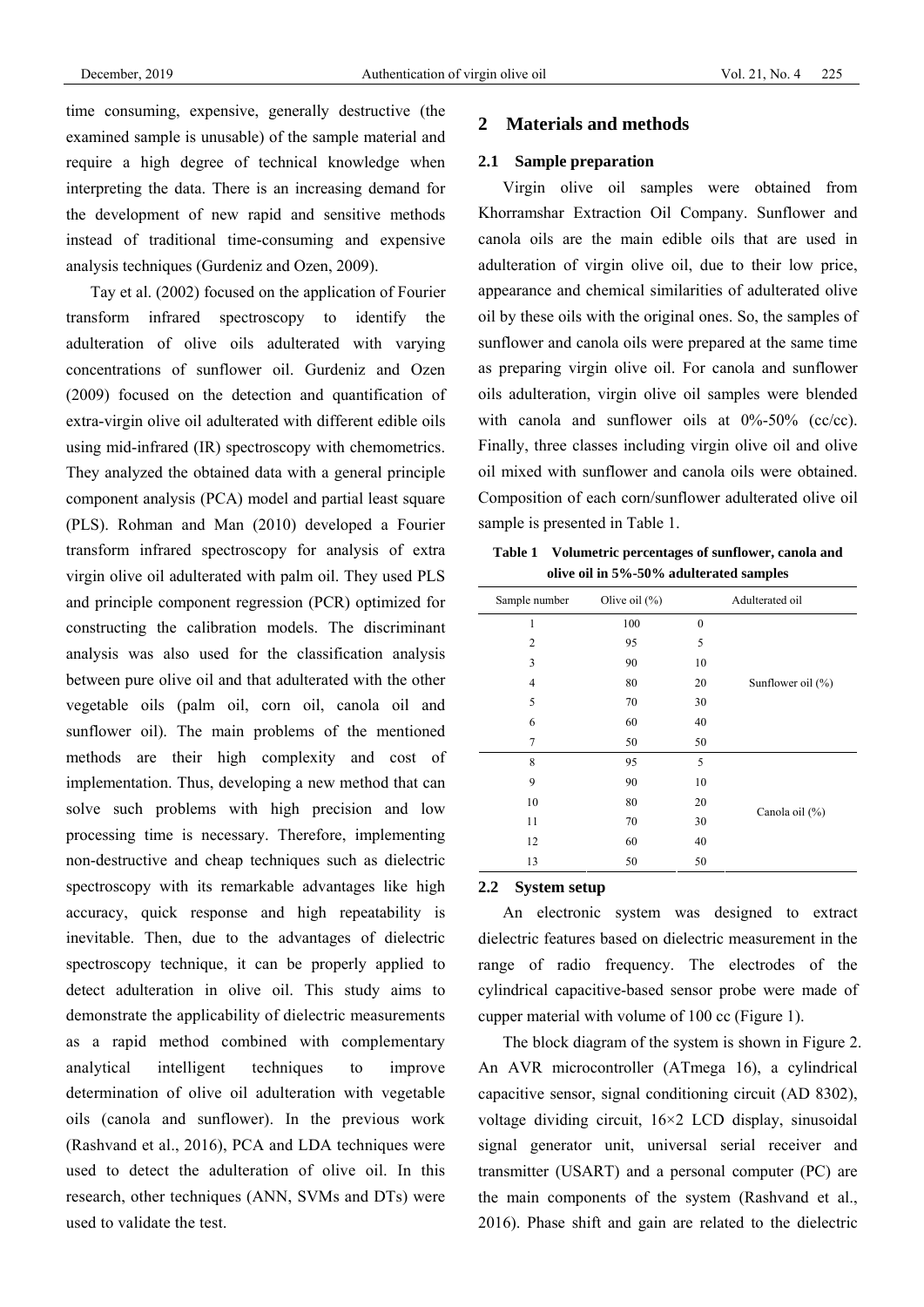time consuming, expensive, generally destructive (the examined sample is unusable) of the sample material and require a high degree of technical knowledge when interpreting the data. There is an increasing demand for the development of new rapid and sensitive methods instead of traditional time-consuming and expensive analysis techniques (Gurdeniz and Ozen, 2009).

Tay et al. (2002) focused on the application of Fourier transform infrared spectroscopy to identify the adulteration of olive oils adulterated with varying concentrations of sunflower oil. Gurdeniz and Ozen (2009) focused on the detection and quantification of extra-virgin olive oil adulterated with different edible oils using mid-infrared (IR) spectroscopy with chemometrics. They analyzed the obtained data with a general principle component analysis (PCA) model and partial least square (PLS). Rohman and Man (2010) developed a Fourier transform infrared spectroscopy for analysis of extra virgin olive oil adulterated with palm oil. They used PLS and principle component regression (PCR) optimized for constructing the calibration models. The discriminant analysis was also used for the classification analysis between pure olive oil and that adulterated with the other vegetable oils (palm oil, corn oil, canola oil and sunflower oil). The main problems of the mentioned methods are their high complexity and cost of implementation. Thus, developing a new method that can solve such problems with high precision and low processing time is necessary. Therefore, implementing non-destructive and cheap techniques such as dielectric spectroscopy with its remarkable advantages like high accuracy, quick response and high repeatability is inevitable. Then, due to the advantages of dielectric spectroscopy technique, it can be properly applied to detect adulteration in olive oil. This study aims to demonstrate the applicability of dielectric measurements as a rapid method combined with complementary analytical intelligent techniques to improve determination of olive oil adulteration with vegetable oils (canola and sunflower). In the previous work (Rashvand et al., 2016), PCA and LDA techniques were used to detect the adulteration of olive oil. In this research, other techniques (ANN, SVMs and DTs) were used to validate the test.

## 2 Materials and methods

### 2.1 Sample preparation

Virgin olive oil samples were obtained from Khorramshar Extraction Oil Company. Sunflower and canola oils are the main edible oils that are used in adulteration of virgin olive oil, due to their low price, appearance and chemical similarities of adulterated olive oil by these oils with the original ones. So, the samples of sunflower and canola oils were prepared at the same time as preparing virgin olive oil. For canola and sunflower oils adulteration, virgin olive oil samples were blended with canola and sunflower oils at 0%-50% (cc/cc). Finally, three classes including virgin olive oil and olive oil mixed with sunflower and canola oils were obtained. Composition of each corn/sunflower adulterated olive oil sample is presented in Table 1.

**Table 1 Volumetric percentages of sunflower, canola and olive oil in 5%-50% adulterated samples**

| Sample number | Olive oil (%) | | Adulterated oil |
|---|---|---|---|
| 1 | 100 | 0 | Sunflower oil (%) |
| 2 | 95 | 5 | |
| 3 | 90 | 10 | |
| 4 | 80 | 20 | |
| 5 | 70 | 30 | |
| 6 | 60 | 40 | |
| 7 | 50 | 50 | |
| 8 | 95 | 5 | Canola oil (%) |
| 9 | 90 | 10 | |
| 10 | 80 | 20 | |
| 11 | 70 | 30 | |
| 12 | 60 | 40 | |
| 13 | 50 | 50 | |

### 2.2 System setup

An electronic system was designed to extract dielectric features based on dielectric measurement in the range of radio frequency. The electrodes of the cylindrical capacitive-based sensor probe were made of cupper material with volume of 100 cc (Figure 1).

The block diagram of the system is shown in Figure 2. An AVR microcontroller (ATmega 16), a cylindrical capacitive sensor, signal conditioning circuit (AD 8302), voltage dividing circuit, 16×2 LCD display, sinusoidal signal generator unit, universal serial receiver and transmitter (USART) and a personal computer (PC) are the main components of the system (Rashvand et al., 2016). Phase shift and gain are related to the dielectric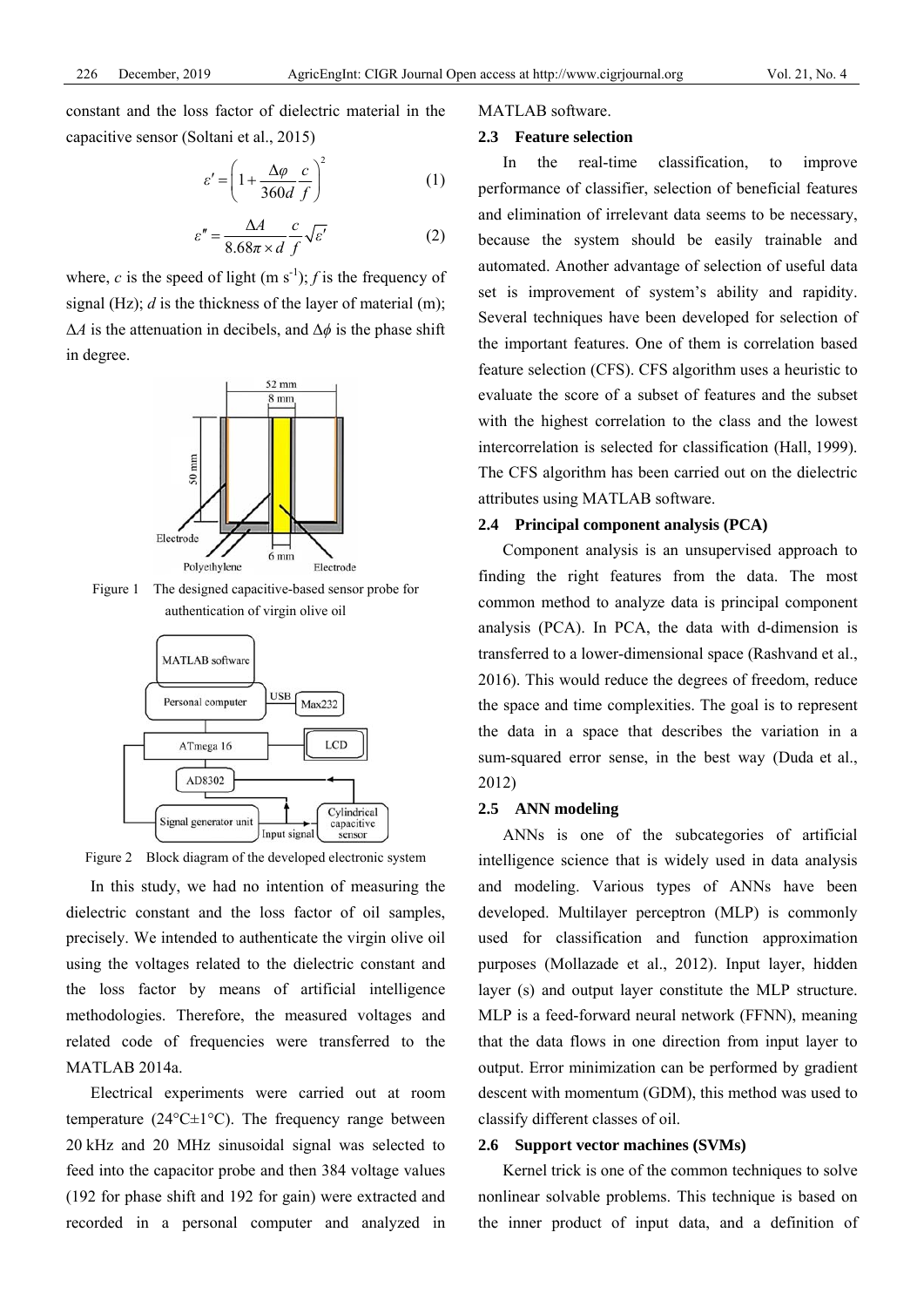constant and the loss factor of dielectric material in the capacitive sensor (Soltani et al., 2015)

$$\varepsilon' = \left(1 + \frac{\Delta\varphi}{360d}\frac{c}{f}\right)^2 \tag{1}$$

$$\varepsilon'' = \frac{\Delta A}{8.68\pi \times d}\frac{c}{f}\sqrt{\varepsilon'} \tag{2}$$

where, $c$ is the speed of light (m s$^{-1}$); $f$ is the frequency of signal (Hz); $d$ is the thickness of the layer of material (m); $\Delta A$ is the attenuation in decibels, and $\Delta\phi$ is the phase shift in degree.

Figure 1 The designed capacitive-based sensor probe for authentication of virgin olive oil

Figure 2 Block diagram of the developed electronic system

In this study, we had no intention of measuring the dielectric constant and the loss factor of oil samples, precisely. We intended to authenticate the virgin olive oil using the voltages related to the dielectric constant and the loss factor by means of artificial intelligence methodologies. Therefore, the measured voltages and related code of frequencies were transferred to the MATLAB 2014a.

Electrical experiments were carried out at room temperature (24°C±1°C). The frequency range between 20 kHz and 20 MHz sinusoidal signal was selected to feed into the capacitor probe and then 384 voltage values (192 for phase shift and 192 for gain) were extracted and recorded in a personal computer and analyzed in MATLAB software.

### 2.3 Feature selection

In the real-time classification, to improve performance of classifier, selection of beneficial features and elimination of irrelevant data seems to be necessary, because the system should be easily trainable and automated. Another advantage of selection of useful data set is improvement of system's ability and rapidity. Several techniques have been developed for selection of the important features. One of them is correlation based feature selection (CFS). CFS algorithm uses a heuristic to evaluate the score of a subset of features and the subset with the highest correlation to the class and the lowest intercorrelation is selected for classification (Hall, 1999). The CFS algorithm has been carried out on the dielectric attributes using MATLAB software.

### 2.4 Principal component analysis (PCA)

Component analysis is an unsupervised approach to finding the right features from the data. The most common method to analyze data is principal component analysis (PCA). In PCA, the data with d-dimension is transferred to a lower-dimensional space (Rashvand et al., 2016). This would reduce the degrees of freedom, reduce the space and time complexities. The goal is to represent the data in a space that describes the variation in a sum-squared error sense, in the best way (Duda et al., 2012)

### 2.5 ANN modeling

ANNs is one of the subcategories of artificial intelligence science that is widely used in data analysis and modeling. Various types of ANNs have been developed. Multilayer perceptron (MLP) is commonly used for classification and function approximation purposes (Mollazade et al., 2012). Input layer, hidden layer (s) and output layer constitute the MLP structure. MLP is a feed-forward neural network (FFNN), meaning that the data flows in one direction from input layer to output. Error minimization can be performed by gradient descent with momentum (GDM), this method was used to classify different classes of oil.

### 2.6 Support vector machines (SVMs)

Kernel trick is one of the common techniques to solve nonlinear solvable problems. This technique is based on the inner product of input data, and a definition of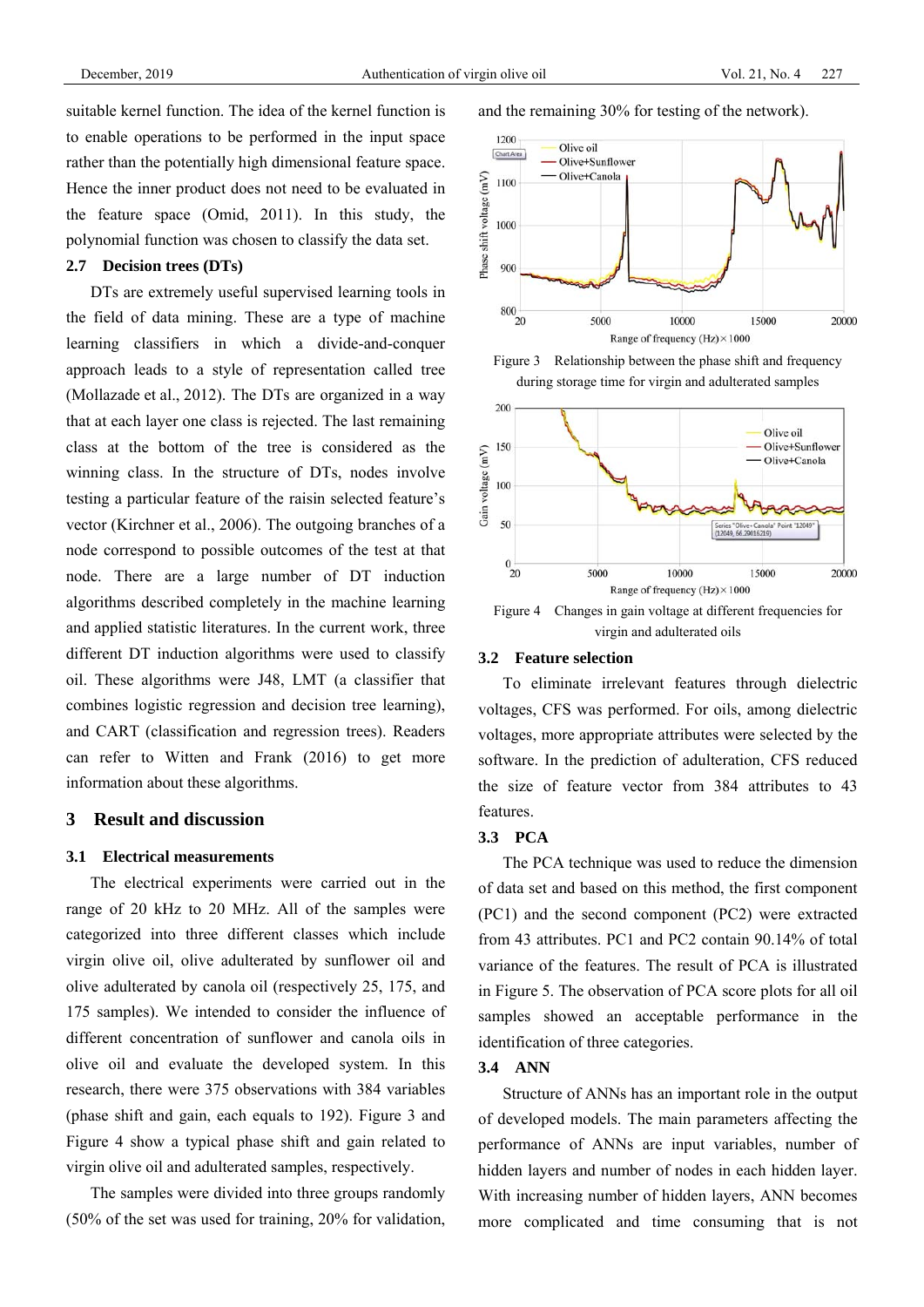suitable kernel function. The idea of the kernel function is to enable operations to be performed in the input space rather than the potentially high dimensional feature space. Hence the inner product does not need to be evaluated in the feature space (Omid, 2011). In this study, the polynomial function was chosen to classify the data set.

### 2.7 Decision trees (DTs)

DTs are extremely useful supervised learning tools in the field of data mining. These are a type of machine learning classifiers in which a divide-and-conquer approach leads to a style of representation called tree (Mollazade et al., 2012). The DTs are organized in a way that at each layer one class is rejected. The last remaining class at the bottom of the tree is considered as the winning class. In the structure of DTs, nodes involve testing a particular feature of the raisin selected feature's vector (Kirchner et al., 2006). The outgoing branches of a node correspond to possible outcomes of the test at that node. There are a large number of DT induction algorithms described completely in the machine learning and applied statistic literatures. In the current work, three different DT induction algorithms were used to classify oil. These algorithms were J48, LMT (a classifier that combines logistic regression and decision tree learning), and CART (classification and regression trees). Readers can refer to Witten and Frank (2016) to get more information about these algorithms.

## 3 Result and discussion

### 3.1 Electrical measurements

The electrical experiments were carried out in the range of 20 kHz to 20 MHz. All of the samples were categorized into three different classes which include virgin olive oil, olive adulterated by sunflower oil and olive adulterated by canola oil (respectively 25, 175, and 175 samples). We intended to consider the influence of different concentration of sunflower and canola oils in olive oil and evaluate the developed system. In this research, there were 375 observations with 384 variables (phase shift and gain, each equals to 192). Figure 3 and Figure 4 show a typical phase shift and gain related to virgin olive oil and adulterated samples, respectively.

The samples were divided into three groups randomly (50% of the set was used for training, 20% for validation, and the remaining 30% for testing of the network).

Figure 3 Relationship between the phase shift and frequency during storage time for virgin and adulterated samples

Figure 4 Changes in gain voltage at different frequencies for virgin and adulterated oils

### 3.2 Feature selection

To eliminate irrelevant features through dielectric voltages, CFS was performed. For oils, among dielectric voltages, more appropriate attributes were selected by the software. In the prediction of adulteration, CFS reduced the size of feature vector from 384 attributes to 43 features.

### 3.3 PCA

The PCA technique was used to reduce the dimension of data set and based on this method, the first component (PC1) and the second component (PC2) were extracted from 43 attributes. PC1 and PC2 contain 90.14% of total variance of the features. The result of PCA is illustrated in Figure 5. The observation of PCA score plots for all oil samples showed an acceptable performance in the identification of three categories.

### 3.4 ANN

Structure of ANNs has an important role in the output of developed models. The main parameters affecting the performance of ANNs are input variables, number of hidden layers and number of nodes in each hidden layer. With increasing number of hidden layers, ANN becomes more complicated and time consuming that is not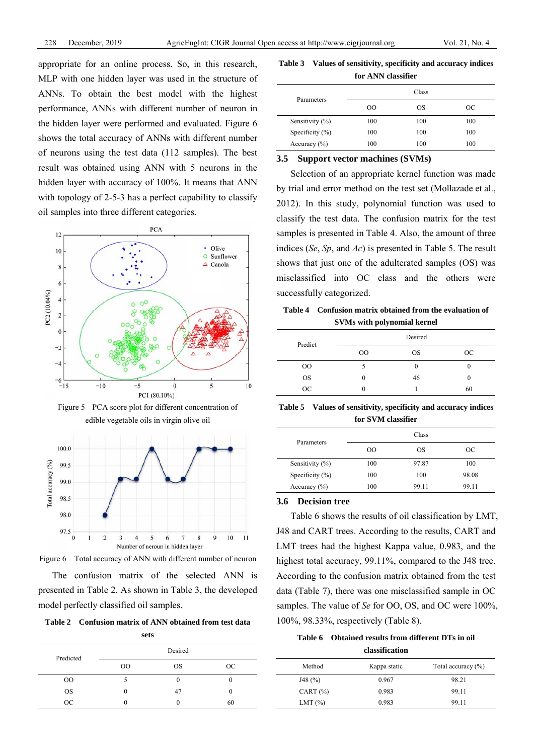appropriate for an online process. So, in this research, MLP with one hidden layer was used in the structure of ANNs. To obtain the best model with the highest performance, ANNs with different number of neuron in the hidden layer were performed and evaluated. Figure 6 shows the total accuracy of ANNs with different number of neurons using the test data (112 samples). The best result was obtained using ANN with 5 neurons in the hidden layer with accuracy of 100%. It means that ANN with topology of 2-5-3 has a perfect capability to classify oil samples into three different categories.

Figure 5 PCA score plot for different concentration of edible vegetable oils in virgin olive oil

Figure 6 Total accuracy of ANN with different number of neuron

The confusion matrix of the selected ANN is presented in Table 2. As shown in Table 3, the developed model perfectly classified oil samples.

**Table 2 Confusion matrix of ANN obtained from test data sets**

| Predicted | Desired | | |
|---|---|---|---|
| | OO | OS | OC |
| OO | 5 | 0 | 0 |
| OS | 0 | 47 | 0 |
| OC | 0 | 0 | 60 |

**Table 3 Values of sensitivity, specificity and accuracy indices for ANN classifier**

| Parameters | Class | | |
|---|---|---|---|
| | OO | OS | OC |
| Sensitivity (%) | 100 | 100 | 100 |
| Specificity (%) | 100 | 100 | 100 |
| Accuracy (%) | 100 | 100 | 100 |

### 3.5 Support vector machines (SVMs)

Selection of an appropriate kernel function was made by trial and error method on the test set (Mollazade et al., 2012). In this study, polynomial function was used to classify the test data. The confusion matrix for the test samples is presented in Table 4. Also, the amount of three indices (*Se*, *Sp*, and *Ac*) is presented in Table 5. The result shows that just one of the adulterated samples (OS) was misclassified into OC class and the others were successfully categorized.

**Table 4 Confusion matrix obtained from the evaluation of SVMs with polynomial kernel**

| Predict | Desired | | |
|---|---|---|---|
| | OO | OS | OC |
| OO | 5 | 0 | 0 |
| OS | 0 | 46 | 0 |
| OC | 0 | 1 | 60 |

**Table 5 Values of sensitivity, specificity and accuracy indices for SVM classifier**

| Parameters | Class | | |
|---|---|---|---|
| | OO | OS | OC |
| Sensitivity (%) | 100 | 97.87 | 100 |
| Specificity (%) | 100 | 100 | 98.08 |
| Accuracy (%) | 100 | 99.11 | 99.11 |

### 3.6 Decision tree

Table 6 shows the results of oil classification by LMT, J48 and CART trees. According to the results, CART and LMT trees had the highest Kappa value, 0.983, and the highest total accuracy, 99.11%, compared to the J48 tree. According to the confusion matrix obtained from the test data (Table 7), there was one misclassified sample in OC samples. The value of *Se* for OO, OS, and OC were 100%, 100%, 98.33%, respectively (Table 8).

**Table 6 Obtained results from different DTs in oil classification**

| Method | Kappa static | Total accuracy (%) |
|---|---|---|
| J48 (%) | 0.967 | 98.21 |
| CART (%) | 0.983 | 99.11 |
| LMT (%) | 0.983 | 99.11 |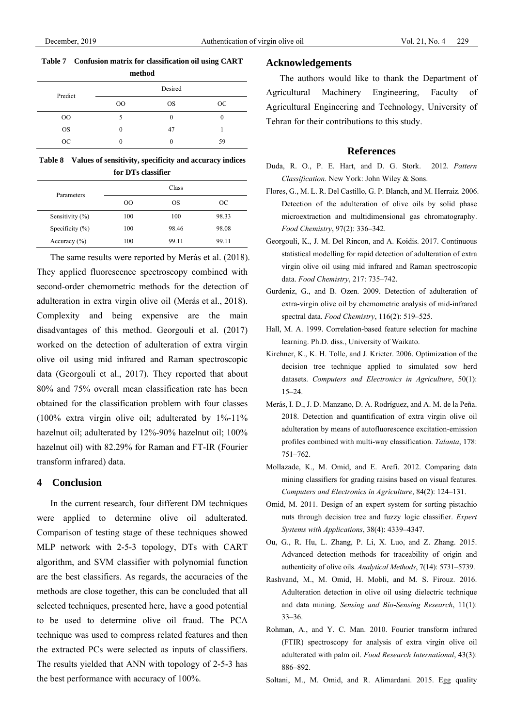**Table 7 Confusion matrix for classification oil using CART method**

| Predict | Desired | | |
|---|---|---|---|
| | OO | OS | OC |
| OO | 5 | 0 | 0 |
| OS | 0 | 47 | 1 |
| OC | 0 | 0 | 59 |

**Table 8 Values of sensitivity, specificity and accuracy indices for DTs classifier**

| Parameters | Class | | |
|---|---|---|---|
| | OO | OS | OC |
| Sensitivity (%) | 100 | 100 | 98.33 |
| Specificity (%) | 100 | 98.46 | 98.08 |
| Accuracy (%) | 100 | 99.11 | 99.11 |

The same results were reported by Merás et al. (2018). They applied fluorescence spectroscopy combined with second-order chemometric methods for the detection of adulteration in extra virgin olive oil (Merás et al., 2018). Complexity and being expensive are the main disadvantages of this method. Georgouli et al. (2017) worked on the detection of adulteration of extra virgin olive oil using mid infrared and Raman spectroscopic data (Georgouli et al., 2017). They reported that about 80% and 75% overall mean classification rate has been obtained for the classification problem with four classes (100% extra virgin olive oil; adulterated by 1%-11% hazelnut oil; adulterated by 12%-90% hazelnut oil; 100% hazelnut oil) with 82.29% for Raman and FT-IR (Fourier transform infrared) data.

## 4 Conclusion

In the current research, four different DM techniques were applied to determine olive oil adulterated. Comparison of testing stage of these techniques showed MLP network with 2-5-3 topology, DTs with CART algorithm, and SVM classifier with polynomial function are the best classifiers. As regards, the accuracies of the methods are close together, this can be concluded that all selected techniques, presented here, have a good potential to be used to determine olive oil fraud. The PCA technique was used to compress related features and then the extracted PCs were selected as inputs of classifiers. The results yielded that ANN with topology of 2-5-3 has the best performance with accuracy of 100%.

## Acknowledgements

The authors would like to thank the Department of Agricultural Machinery Engineering, Faculty of Agricultural Engineering and Technology, University of Tehran for their contributions to this study.

## References

Duda, R. O., P. E. Hart, and D. G. Stork. 2012. *Pattern Classification*. New York: John Wiley & Sons.

Flores, G., M. L. R. Del Castillo, G. P. Blanch, and M. Herraiz. 2006. Detection of the adulteration of olive oils by solid phase microextraction and multidimensional gas chromatography. *Food Chemistry*, 97(2): 336–342.

Georgouli, K., J. M. Del Rincon, and A. Koidis. 2017. Continuous statistical modelling for rapid detection of adulteration of extra virgin olive oil using mid infrared and Raman spectroscopic data. *Food Chemistry*, 217: 735–742.

Gurdeniz, G., and B. Ozen. 2009. Detection of adulteration of extra-virgin olive oil by chemometric analysis of mid-infrared spectral data. *Food Chemistry*, 116(2): 519–525.

Hall, M. A. 1999. Correlation-based feature selection for machine learning. Ph.D. diss., University of Waikato.

Kirchner, K., K. H. Tolle, and J. Krieter. 2006. Optimization of the decision tree technique applied to simulated sow herd datasets. *Computers and Electronics in Agriculture*, 50(1): 15–24.

Merás, I. D., J. D. Manzano, D. A. Rodríguez, and A. M. de la Peña. 2018. Detection and quantification of extra virgin olive oil adulteration by means of autofluorescence excitation-emission profiles combined with multi-way classification. *Talanta*, 178: 751–762.

Mollazade, K., M. Omid, and E. Arefi. 2012. Comparing data mining classifiers for grading raisins based on visual features. *Computers and Electronics in Agriculture*, 84(2): 124–131.

Omid, M. 2011. Design of an expert system for sorting pistachio nuts through decision tree and fuzzy logic classifier. *Expert Systems with Applications*, 38(4): 4339–4347.

Ou, G., R. Hu, L. Zhang, P. Li, X. Luo, and Z. Zhang. 2015. Advanced detection methods for traceability of origin and authenticity of olive oils. *Analytical Methods*, 7(14): 5731–5739.

Rashvand, M., M. Omid, H. Mobli, and M. S. Firouz. 2016. Adulteration detection in olive oil using dielectric technique and data mining. *Sensing and Bio-Sensing Research*, 11(1): 33–36.

Rohman, A., and Y. C. Man. 2010. Fourier transform infrared (FTIR) spectroscopy for analysis of extra virgin olive oil adulterated with palm oil. *Food Research International*, 43(3): 886–892.

Soltani, M., M. Omid, and R. Alimardani. 2015. Egg quality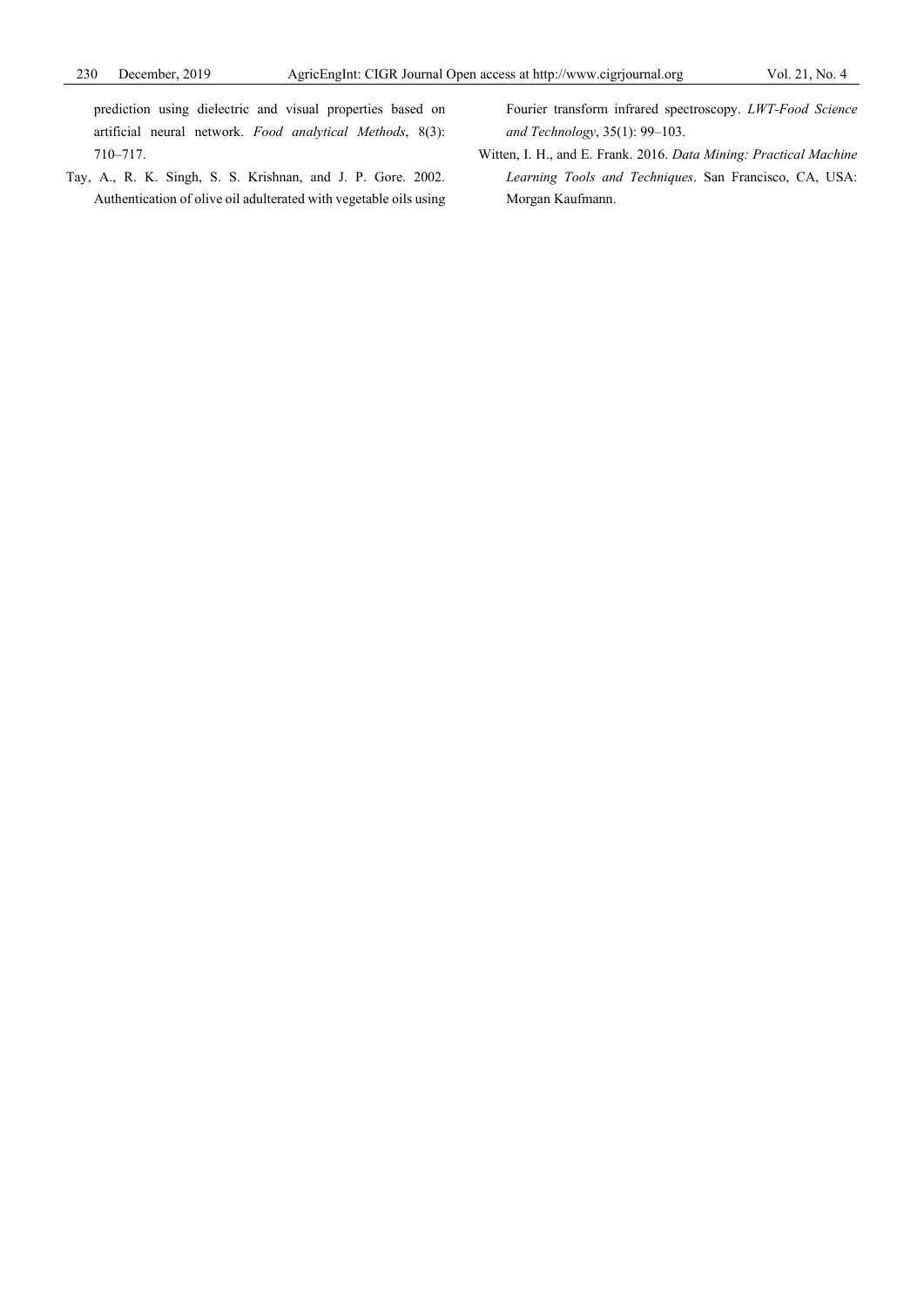prediction using dielectric and visual properties based on artificial neural network. *Food analytical Methods*, 8(3): 710–717.

Tay, A., R. K. Singh, S. S. Krishnan, and J. P. Gore. 2002. Authentication of olive oil adulterated with vegetable oils using Fourier transform infrared spectroscopy. *LWT-Food Science and Technology*, 35(1): 99–103.

Witten, I. H., and E. Frank. 2016. *Data Mining: Practical Machine Learning Tools and Techniques*. San Francisco, CA, USA: Morgan Kaufmann.